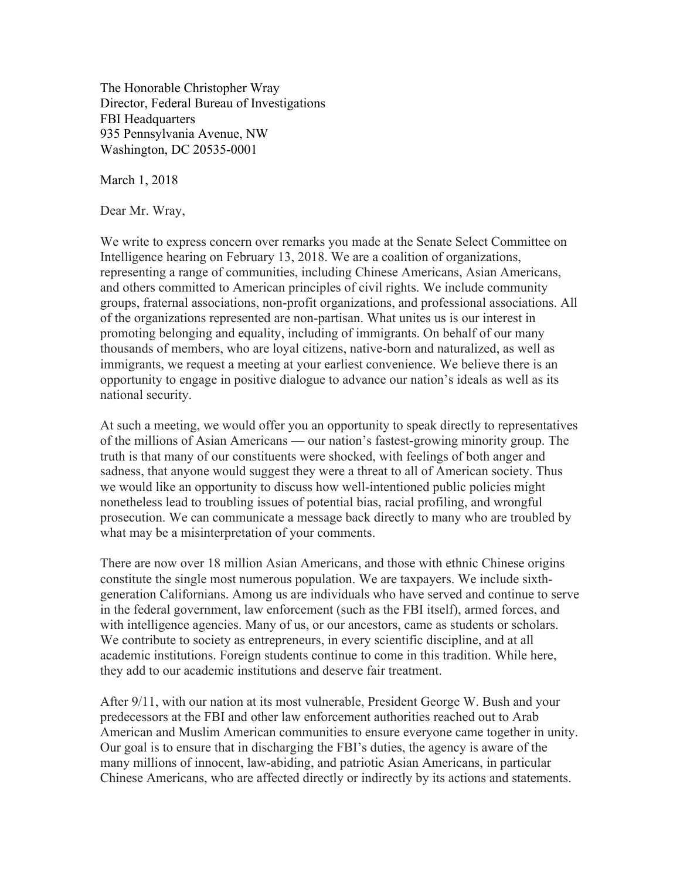The Honorable Christopher Wray
Director, Federal Bureau of Investigations
FBI Headquarters
935 Pennsylvania Avenue, NW
Washington, DC 20535-0001

March 1, 2018

Dear Mr. Wray,

We write to express concern over remarks you made at the Senate Select Committee on Intelligence hearing on February 13, 2018. We are a coalition of organizations, representing a range of communities, including Chinese Americans, Asian Americans, and others committed to American principles of civil rights. We include community groups, fraternal associations, non-profit organizations, and professional associations. All of the organizations represented are non-partisan. What unites us is our interest in promoting belonging and equality, including of immigrants. On behalf of our many thousands of members, who are loyal citizens, native-born and naturalized, as well as immigrants, we request a meeting at your earliest convenience. We believe there is an opportunity to engage in positive dialogue to advance our nation's ideals as well as its national security.

At such a meeting, we would offer you an opportunity to speak directly to representatives of the millions of Asian Americans — our nation's fastest-growing minority group. The truth is that many of our constituents were shocked, with feelings of both anger and sadness, that anyone would suggest they were a threat to all of American society. Thus we would like an opportunity to discuss how well-intentioned public policies might nonetheless lead to troubling issues of potential bias, racial profiling, and wrongful prosecution. We can communicate a message back directly to many who are troubled by what may be a misinterpretation of your comments.

There are now over 18 million Asian Americans, and those with ethnic Chinese origins constitute the single most numerous population. We are taxpayers. We include sixth-generation Californians. Among us are individuals who have served and continue to serve in the federal government, law enforcement (such as the FBI itself), armed forces, and with intelligence agencies. Many of us, or our ancestors, came as students or scholars. We contribute to society as entrepreneurs, in every scientific discipline, and at all academic institutions. Foreign students continue to come in this tradition. While here, they add to our academic institutions and deserve fair treatment.

After 9/11, with our nation at its most vulnerable, President George W. Bush and your predecessors at the FBI and other law enforcement authorities reached out to Arab American and Muslim American communities to ensure everyone came together in unity. Our goal is to ensure that in discharging the FBI's duties, the agency is aware of the many millions of innocent, law-abiding, and patriotic Asian Americans, in particular Chinese Americans, who are affected directly or indirectly by its actions and statements.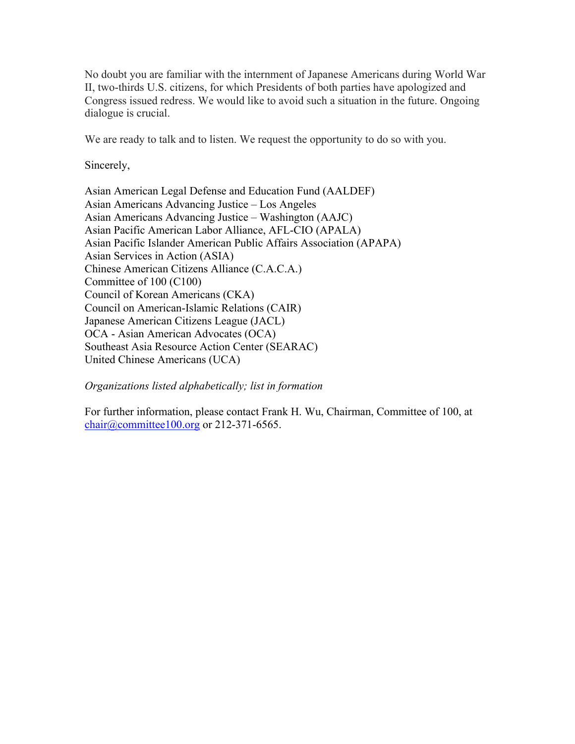No doubt you are familiar with the internment of Japanese Americans during World War II, two-thirds U.S. citizens, for which Presidents of both parties have apologized and Congress issued redress. We would like to avoid such a situation in the future. Ongoing dialogue is crucial.

We are ready to talk and to listen. We request the opportunity to do so with you.

Sincerely,

Asian American Legal Defense and Education Fund (AALDEF)
Asian Americans Advancing Justice – Los Angeles
Asian Americans Advancing Justice – Washington (AAJC)
Asian Pacific American Labor Alliance, AFL-CIO (APALA)
Asian Pacific Islander American Public Affairs Association (APAPA)
Asian Services in Action (ASIA)
Chinese American Citizens Alliance (C.A.C.A.)
Committee of 100 (C100)
Council of Korean Americans (CKA)
Council on American-Islamic Relations (CAIR)
Japanese American Citizens League (JACL)
OCA - Asian American Advocates (OCA)
Southeast Asia Resource Action Center (SEARAC)
United Chinese Americans (UCA)

*Organizations listed alphabetically; list in formation*

For further information, please contact Frank H. Wu, Chairman, Committee of 100, at chair@committee100.org or 212-371-6565.